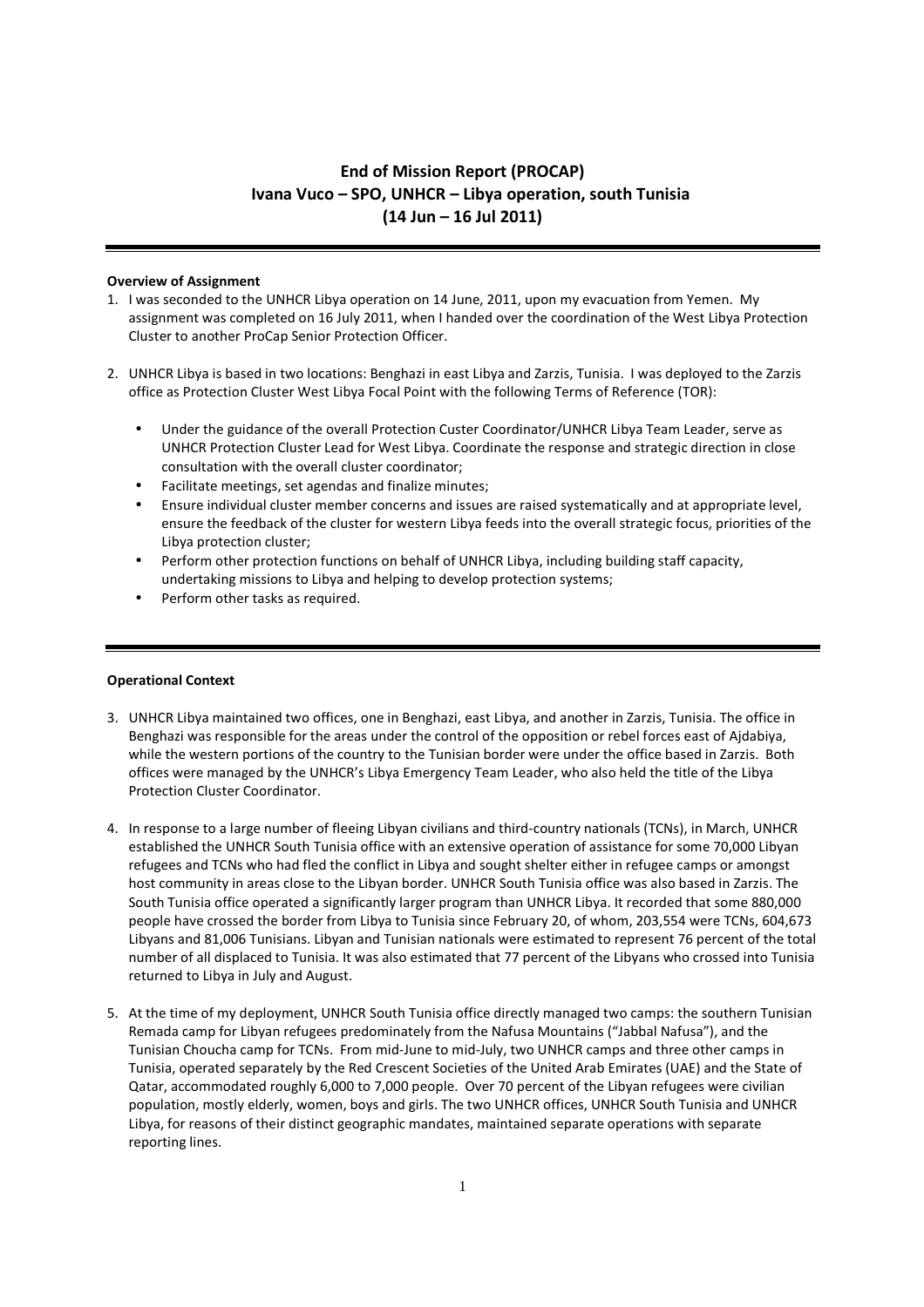# End of Mission Report (PROCAP)
## Ivana Vuco – SPO, UNHCR – Libya operation, south Tunisia
## (14 Jun – 16 Jul 2011)

---

**Overview of Assignment**

1. I was seconded to the UNHCR Libya operation on 14 June, 2011, upon my evacuation from Yemen. My assignment was completed on 16 July 2011, when I handed over the coordination of the West Libya Protection Cluster to another ProCap Senior Protection Officer.

2. UNHCR Libya is based in two locations: Benghazi in east Libya and Zarzis, Tunisia. I was deployed to the Zarzis office as Protection Cluster West Libya Focal Point with the following Terms of Reference (TOR):

   - Under the guidance of the overall Protection Custer Coordinator/UNHCR Libya Team Leader, serve as UNHCR Protection Cluster Lead for West Libya. Coordinate the response and strategic direction in close consultation with the overall cluster coordinator;
   - Facilitate meetings, set agendas and finalize minutes;
   - Ensure individual cluster member concerns and issues are raised systematically and at appropriate level, ensure the feedback of the cluster for western Libya feeds into the overall strategic focus, priorities of the Libya protection cluster;
   - Perform other protection functions on behalf of UNHCR Libya, including building staff capacity, undertaking missions to Libya and helping to develop protection systems;
   - Perform other tasks as required.

---

**Operational Context**

3. UNHCR Libya maintained two offices, one in Benghazi, east Libya, and another in Zarzis, Tunisia. The office in Benghazi was responsible for the areas under the control of the opposition or rebel forces east of Ajdabiya, while the western portions of the country to the Tunisian border were under the office based in Zarzis. Both offices were managed by the UNHCR's Libya Emergency Team Leader, who also held the title of the Libya Protection Cluster Coordinator.

4. In response to a large number of fleeing Libyan civilians and third-country nationals (TCNs), in March, UNHCR established the UNHCR South Tunisia office with an extensive operation of assistance for some 70,000 Libyan refugees and TCNs who had fled the conflict in Libya and sought shelter either in refugee camps or amongst host community in areas close to the Libyan border. UNHCR South Tunisia office was also based in Zarzis. The South Tunisia office operated a significantly larger program than UNHCR Libya. It recorded that some 880,000 people have crossed the border from Libya to Tunisia since February 20, of whom, 203,554 were TCNs, 604,673 Libyans and 81,006 Tunisians. Libyan and Tunisian nationals were estimated to represent 76 percent of the total number of all displaced to Tunisia. It was also estimated that 77 percent of the Libyans who crossed into Tunisia returned to Libya in July and August.

5. At the time of my deployment, UNHCR South Tunisia office directly managed two camps: the southern Tunisian Remada camp for Libyan refugees predominately from the Nafusa Mountains ("Jabbal Nafusa"), and the Tunisian Choucha camp for TCNs. From mid-June to mid-July, two UNHCR camps and three other camps in Tunisia, operated separately by the Red Crescent Societies of the United Arab Emirates (UAE) and the State of Qatar, accommodated roughly 6,000 to 7,000 people. Over 70 percent of the Libyan refugees were civilian population, mostly elderly, women, boys and girls. The two UNHCR offices, UNHCR South Tunisia and UNHCR Libya, for reasons of their distinct geographic mandates, maintained separate operations with separate reporting lines.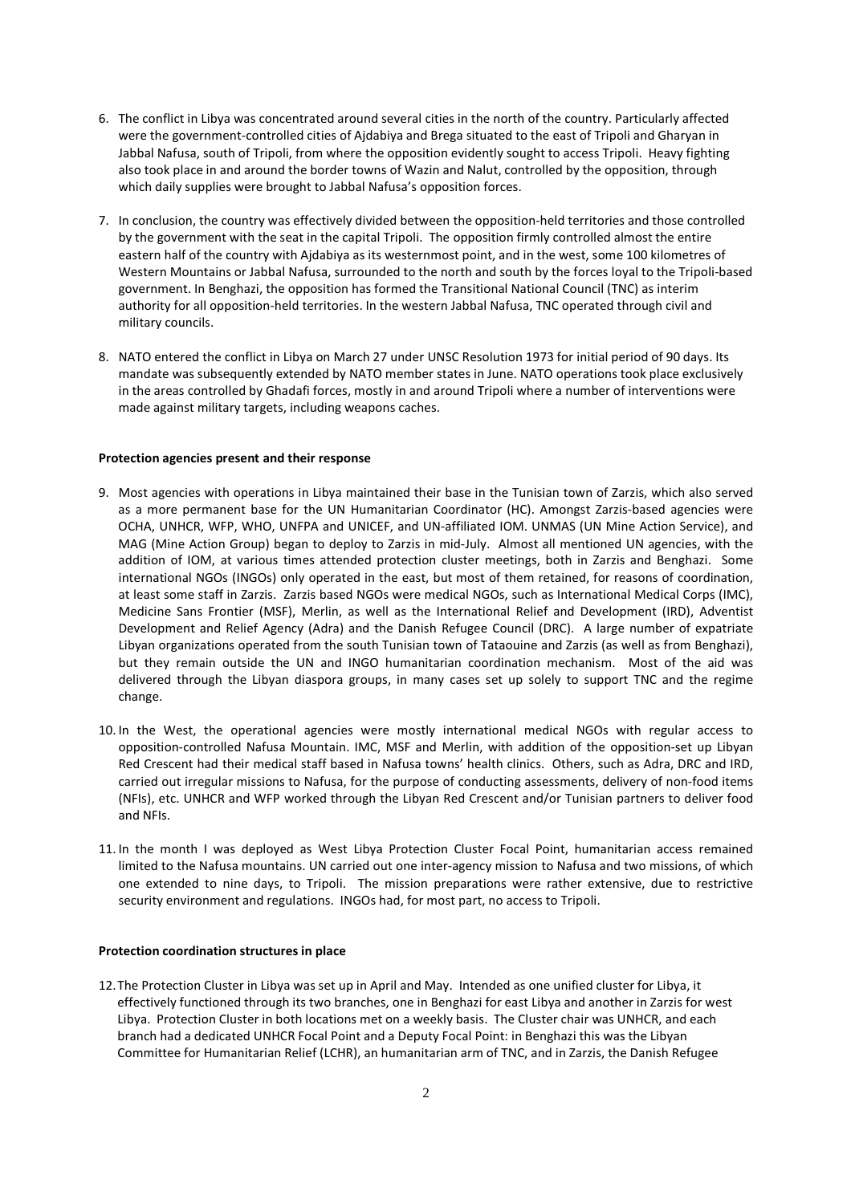6. The conflict in Libya was concentrated around several cities in the north of the country. Particularly affected were the government-controlled cities of Ajdabiya and Brega situated to the east of Tripoli and Gharyan in Jabbal Nafusa, south of Tripoli, from where the opposition evidently sought to access Tripoli. Heavy fighting also took place in and around the border towns of Wazin and Nalut, controlled by the opposition, through which daily supplies were brought to Jabbal Nafusa's opposition forces.

7. In conclusion, the country was effectively divided between the opposition-held territories and those controlled by the government with the seat in the capital Tripoli. The opposition firmly controlled almost the entire eastern half of the country with Ajdabiya as its westernmost point, and in the west, some 100 kilometres of Western Mountains or Jabbal Nafusa, surrounded to the north and south by the forces loyal to the Tripoli-based government. In Benghazi, the opposition has formed the Transitional National Council (TNC) as interim authority for all opposition-held territories. In the western Jabbal Nafusa, TNC operated through civil and military councils.

8. NATO entered the conflict in Libya on March 27 under UNSC Resolution 1973 for initial period of 90 days. Its mandate was subsequently extended by NATO member states in June. NATO operations took place exclusively in the areas controlled by Ghadafi forces, mostly in and around Tripoli where a number of interventions were made against military targets, including weapons caches.

**Protection agencies present and their response**

9. Most agencies with operations in Libya maintained their base in the Tunisian town of Zarzis, which also served as a more permanent base for the UN Humanitarian Coordinator (HC). Amongst Zarzis-based agencies were OCHA, UNHCR, WFP, WHO, UNFPA and UNICEF, and UN-affiliated IOM. UNMAS (UN Mine Action Service), and MAG (Mine Action Group) began to deploy to Zarzis in mid-July. Almost all mentioned UN agencies, with the addition of IOM, at various times attended protection cluster meetings, both in Zarzis and Benghazi. Some international NGOs (INGOs) only operated in the east, but most of them retained, for reasons of coordination, at least some staff in Zarzis. Zarzis based NGOs were medical NGOs, such as International Medical Corps (IMC), Medicine Sans Frontier (MSF), Merlin, as well as the International Relief and Development (IRD), Adventist Development and Relief Agency (Adra) and the Danish Refugee Council (DRC). A large number of expatriate Libyan organizations operated from the south Tunisian town of Tataouine and Zarzis (as well as from Benghazi), but they remain outside the UN and INGO humanitarian coordination mechanism. Most of the aid was delivered through the Libyan diaspora groups, in many cases set up solely to support TNC and the regime change.

10. In the West, the operational agencies were mostly international medical NGOs with regular access to opposition-controlled Nafusa Mountain. IMC, MSF and Merlin, with addition of the opposition-set up Libyan Red Crescent had their medical staff based in Nafusa towns' health clinics. Others, such as Adra, DRC and IRD, carried out irregular missions to Nafusa, for the purpose of conducting assessments, delivery of non-food items (NFIs), etc. UNHCR and WFP worked through the Libyan Red Crescent and/or Tunisian partners to deliver food and NFIs.

11. In the month I was deployed as West Libya Protection Cluster Focal Point, humanitarian access remained limited to the Nafusa mountains. UN carried out one inter-agency mission to Nafusa and two missions, of which one extended to nine days, to Tripoli. The mission preparations were rather extensive, due to restrictive security environment and regulations. INGOs had, for most part, no access to Tripoli.

**Protection coordination structures in place**

12. The Protection Cluster in Libya was set up in April and May. Intended as one unified cluster for Libya, it effectively functioned through its two branches, one in Benghazi for east Libya and another in Zarzis for west Libya. Protection Cluster in both locations met on a weekly basis. The Cluster chair was UNHCR, and each branch had a dedicated UNHCR Focal Point and a Deputy Focal Point: in Benghazi this was the Libyan Committee for Humanitarian Relief (LCHR), an humanitarian arm of TNC, and in Zarzis, the Danish Refugee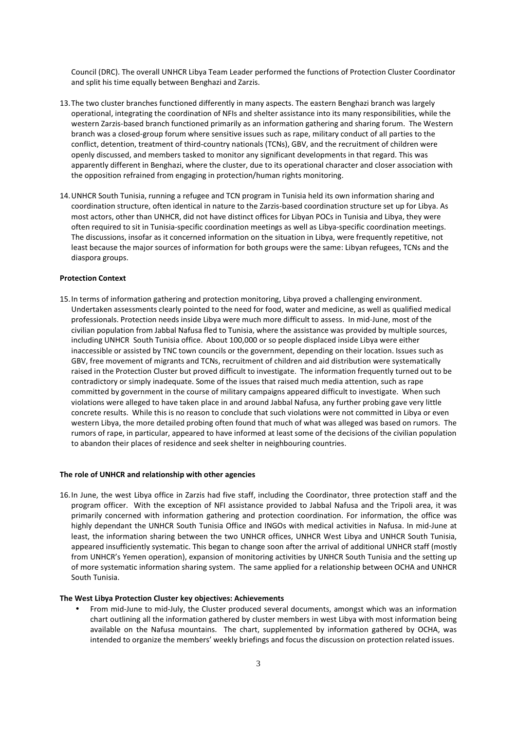Council (DRC). The overall UNHCR Libya Team Leader performed the functions of Protection Cluster Coordinator and split his time equally between Benghazi and Zarzis.

13. The two cluster branches functioned differently in many aspects. The eastern Benghazi branch was largely operational, integrating the coordination of NFIs and shelter assistance into its many responsibilities, while the western Zarzis-based branch functioned primarily as an information gathering and sharing forum. The Western branch was a closed-group forum where sensitive issues such as rape, military conduct of all parties to the conflict, detention, treatment of third-country nationals (TCNs), GBV, and the recruitment of children were openly discussed, and members tasked to monitor any significant developments in that regard. This was apparently different in Benghazi, where the cluster, due to its operational character and closer association with the opposition refrained from engaging in protection/human rights monitoring.

14. UNHCR South Tunisia, running a refugee and TCN program in Tunisia held its own information sharing and coordination structure, often identical in nature to the Zarzis-based coordination structure set up for Libya. As most actors, other than UNHCR, did not have distinct offices for Libyan POCs in Tunisia and Libya, they were often required to sit in Tunisia-specific coordination meetings as well as Libya-specific coordination meetings. The discussions, insofar as it concerned information on the situation in Libya, were frequently repetitive, not least because the major sources of information for both groups were the same: Libyan refugees, TCNs and the diaspora groups.

**Protection Context**

15. In terms of information gathering and protection monitoring, Libya proved a challenging environment. Undertaken assessments clearly pointed to the need for food, water and medicine, as well as qualified medical professionals. Protection needs inside Libya were much more difficult to assess. In mid-June, most of the civilian population from Jabbal Nafusa fled to Tunisia, where the assistance was provided by multiple sources, including UNHCR South Tunisia office. About 100,000 or so people displaced inside Libya were either inaccessible or assisted by TNC town councils or the government, depending on their location. Issues such as GBV, free movement of migrants and TCNs, recruitment of children and aid distribution were systematically raised in the Protection Cluster but proved difficult to investigate. The information frequently turned out to be contradictory or simply inadequate. Some of the issues that raised much media attention, such as rape committed by government in the course of military campaigns appeared difficult to investigate. When such violations were alleged to have taken place in and around Jabbal Nafusa, any further probing gave very little concrete results. While this is no reason to conclude that such violations were not committed in Libya or even western Libya, the more detailed probing often found that much of what was alleged was based on rumors. The rumors of rape, in particular, appeared to have informed at least some of the decisions of the civilian population to abandon their places of residence and seek shelter in neighbouring countries.

**The role of UNHCR and relationship with other agencies**

16. In June, the west Libya office in Zarzis had five staff, including the Coordinator, three protection staff and the program officer. With the exception of NFI assistance provided to Jabbal Nafusa and the Tripoli area, it was primarily concerned with information gathering and protection coordination. For information, the office was highly dependant the UNHCR South Tunisia Office and INGOs with medical activities in Nafusa. In mid-June at least, the information sharing between the two UNHCR offices, UNHCR West Libya and UNHCR South Tunisia, appeared insufficiently systematic. This began to change soon after the arrival of additional UNHCR staff (mostly from UNHCR's Yemen operation), expansion of monitoring activities by UNHCR South Tunisia and the setting up of more systematic information sharing system. The same applied for a relationship between OCHA and UNHCR South Tunisia.

**The West Libya Protection Cluster key objectives: Achievements**

- From mid-June to mid-July, the Cluster produced several documents, amongst which was an information chart outlining all the information gathered by cluster members in west Libya with most information being available on the Nafusa mountains. The chart, supplemented by information gathered by OCHA, was intended to organize the members' weekly briefings and focus the discussion on protection related issues.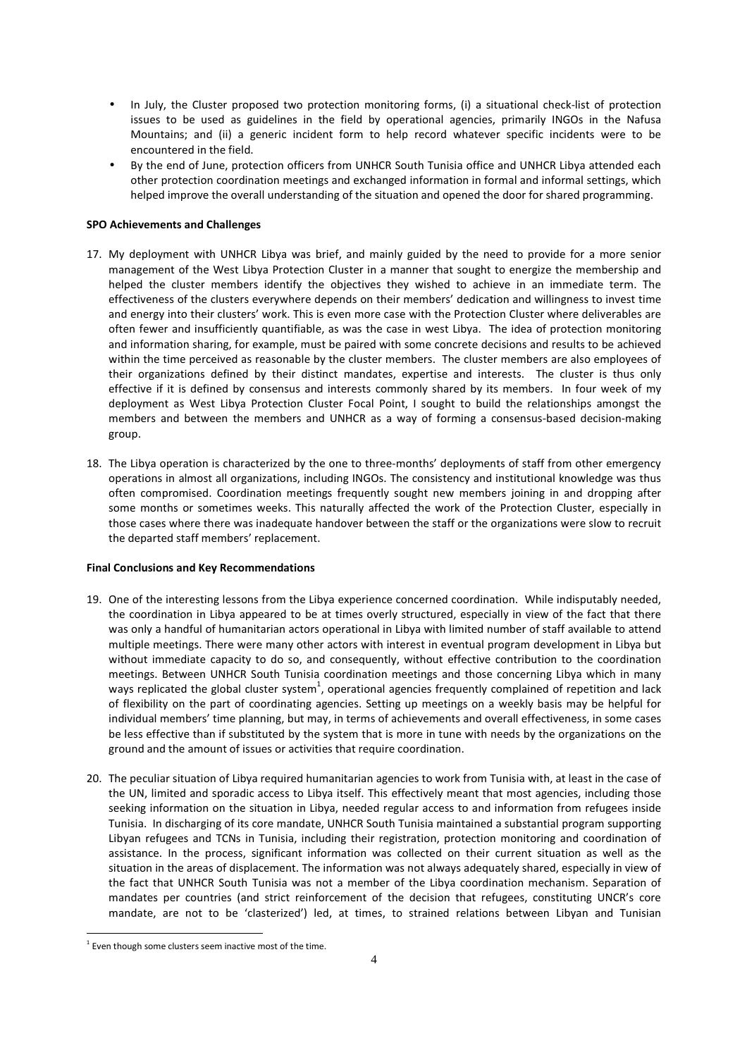- In July, the Cluster proposed two protection monitoring forms, (i) a situational check-list of protection issues to be used as guidelines in the field by operational agencies, primarily INGOs in the Nafusa Mountains; and (ii) a generic incident form to help record whatever specific incidents were to be encountered in the field.
- By the end of June, protection officers from UNHCR South Tunisia office and UNHCR Libya attended each other protection coordination meetings and exchanged information in formal and informal settings, which helped improve the overall understanding of the situation and opened the door for shared programming.

**SPO Achievements and Challenges**

17. My deployment with UNHCR Libya was brief, and mainly guided by the need to provide for a more senior management of the West Libya Protection Cluster in a manner that sought to energize the membership and helped the cluster members identify the objectives they wished to achieve in an immediate term. The effectiveness of the clusters everywhere depends on their members' dedication and willingness to invest time and energy into their clusters' work. This is even more case with the Protection Cluster where deliverables are often fewer and insufficiently quantifiable, as was the case in west Libya. The idea of protection monitoring and information sharing, for example, must be paired with some concrete decisions and results to be achieved within the time perceived as reasonable by the cluster members. The cluster members are also employees of their organizations defined by their distinct mandates, expertise and interests. The cluster is thus only effective if it is defined by consensus and interests commonly shared by its members. In four week of my deployment as West Libya Protection Cluster Focal Point, I sought to build the relationships amongst the members and between the members and UNHCR as a way of forming a consensus-based decision-making group.

18. The Libya operation is characterized by the one to three-months' deployments of staff from other emergency operations in almost all organizations, including INGOs. The consistency and institutional knowledge was thus often compromised. Coordination meetings frequently sought new members joining in and dropping after some months or sometimes weeks. This naturally affected the work of the Protection Cluster, especially in those cases where there was inadequate handover between the staff or the organizations were slow to recruit the departed staff members' replacement.

**Final Conclusions and Key Recommendations**

19. One of the interesting lessons from the Libya experience concerned coordination. While indisputably needed, the coordination in Libya appeared to be at times overly structured, especially in view of the fact that there was only a handful of humanitarian actors operational in Libya with limited number of staff available to attend multiple meetings. There were many other actors with interest in eventual program development in Libya but without immediate capacity to do so, and consequently, without effective contribution to the coordination meetings. Between UNHCR South Tunisia coordination meetings and those concerning Libya which in many ways replicated the global cluster system[1], operational agencies frequently complained of repetition and lack of flexibility on the part of coordinating agencies. Setting up meetings on a weekly basis may be helpful for individual members' time planning, but may, in terms of achievements and overall effectiveness, in some cases be less effective than if substituted by the system that is more in tune with needs by the organizations on the ground and the amount of issues or activities that require coordination.

20. The peculiar situation of Libya required humanitarian agencies to work from Tunisia with, at least in the case of the UN, limited and sporadic access to Libya itself. This effectively meant that most agencies, including those seeking information on the situation in Libya, needed regular access to and information from refugees inside Tunisia. In discharging of its core mandate, UNHCR South Tunisia maintained a substantial program supporting Libyan refugees and TCNs in Tunisia, including their registration, protection monitoring and coordination of assistance. In the process, significant information was collected on their current situation as well as the situation in the areas of displacement. The information was not always adequately shared, especially in view of the fact that UNHCR South Tunisia was not a member of the Libya coordination mechanism. Separation of mandates per countries (and strict reinforcement of the decision that refugees, constituting UNCR's core mandate, are not to be 'clasterized') led, at times, to strained relations between Libyan and Tunisian

[1] Even though some clusters seem inactive most of the time.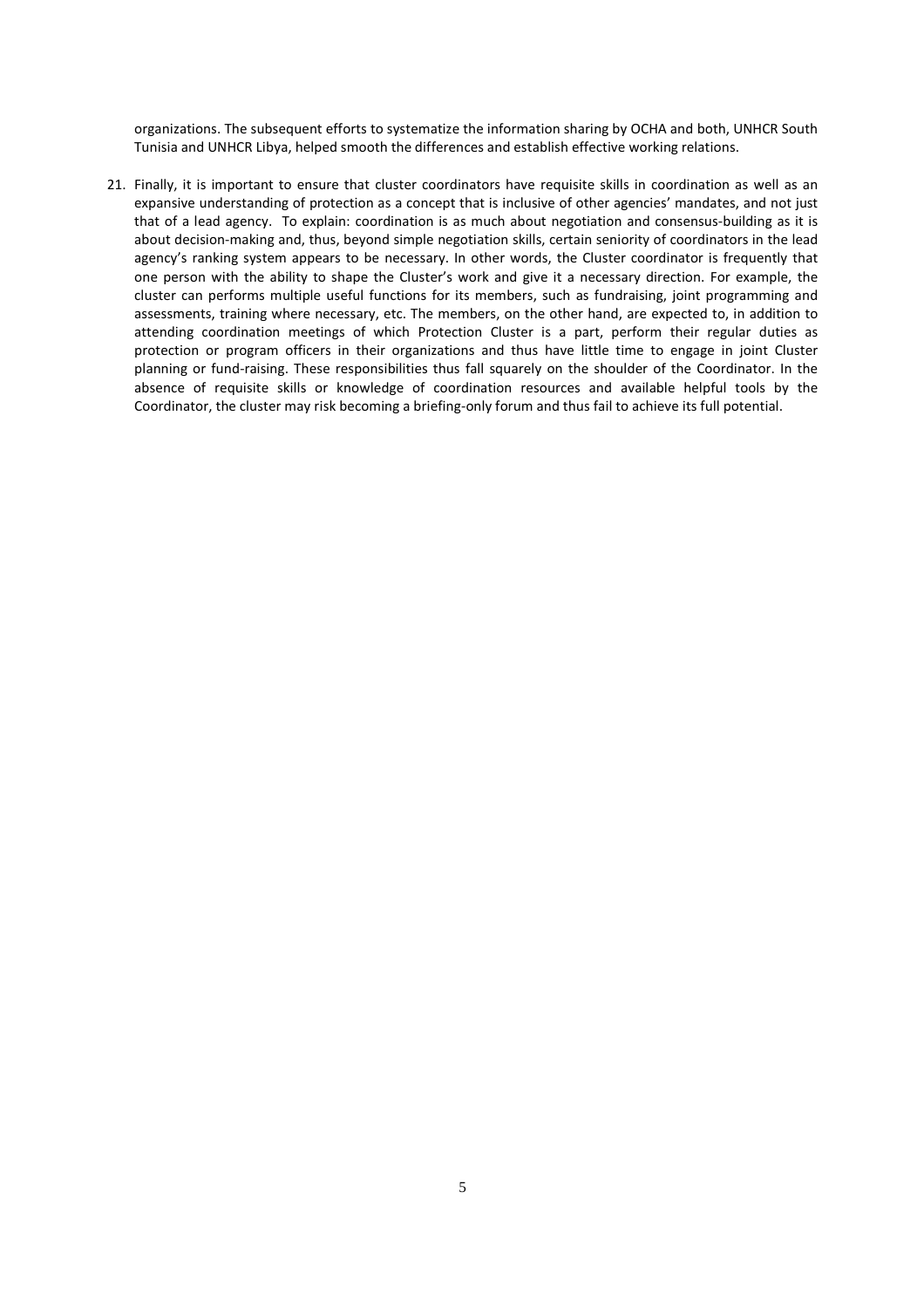organizations. The subsequent efforts to systematize the information sharing by OCHA and both, UNHCR South Tunisia and UNHCR Libya, helped smooth the differences and establish effective working relations.

21. Finally, it is important to ensure that cluster coordinators have requisite skills in coordination as well as an expansive understanding of protection as a concept that is inclusive of other agencies' mandates, and not just that of a lead agency. To explain: coordination is as much about negotiation and consensus-building as it is about decision-making and, thus, beyond simple negotiation skills, certain seniority of coordinators in the lead agency's ranking system appears to be necessary. In other words, the Cluster coordinator is frequently that one person with the ability to shape the Cluster's work and give it a necessary direction. For example, the cluster can performs multiple useful functions for its members, such as fundraising, joint programming and assessments, training where necessary, etc. The members, on the other hand, are expected to, in addition to attending coordination meetings of which Protection Cluster is a part, perform their regular duties as protection or program officers in their organizations and thus have little time to engage in joint Cluster planning or fund-raising. These responsibilities thus fall squarely on the shoulder of the Coordinator. In the absence of requisite skills or knowledge of coordination resources and available helpful tools by the Coordinator, the cluster may risk becoming a briefing-only forum and thus fail to achieve its full potential.